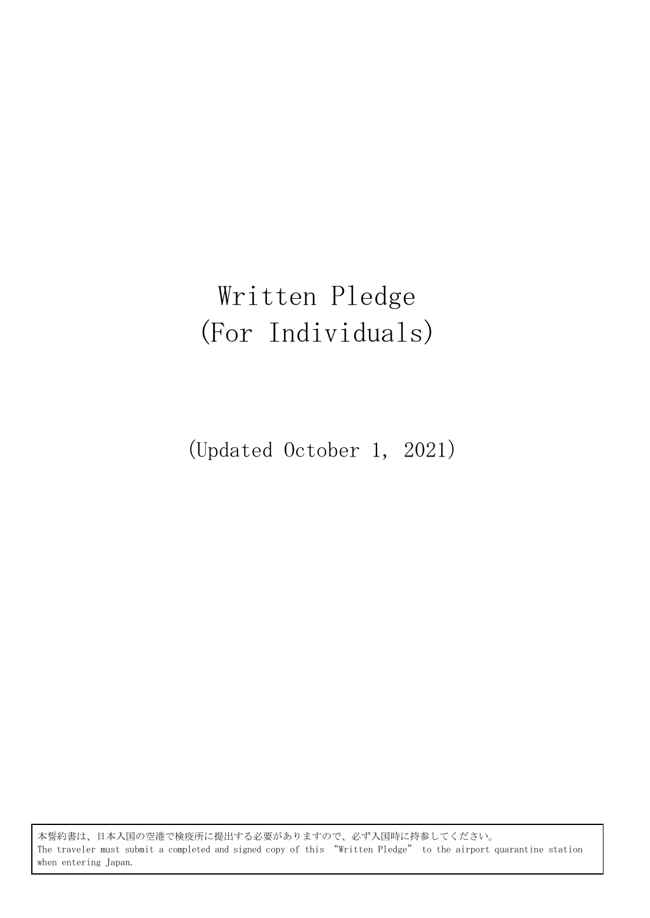# Written Pledge
# (For Individuals)

(Updated October 1, 2021)

本誓約書は、日本入国の空港で検疫所に提出する必要がありますので、必ず入国時に持参してください。
The traveler must submit a completed and signed copy of this “Written Pledge” to the airport quarantine station when entering Japan.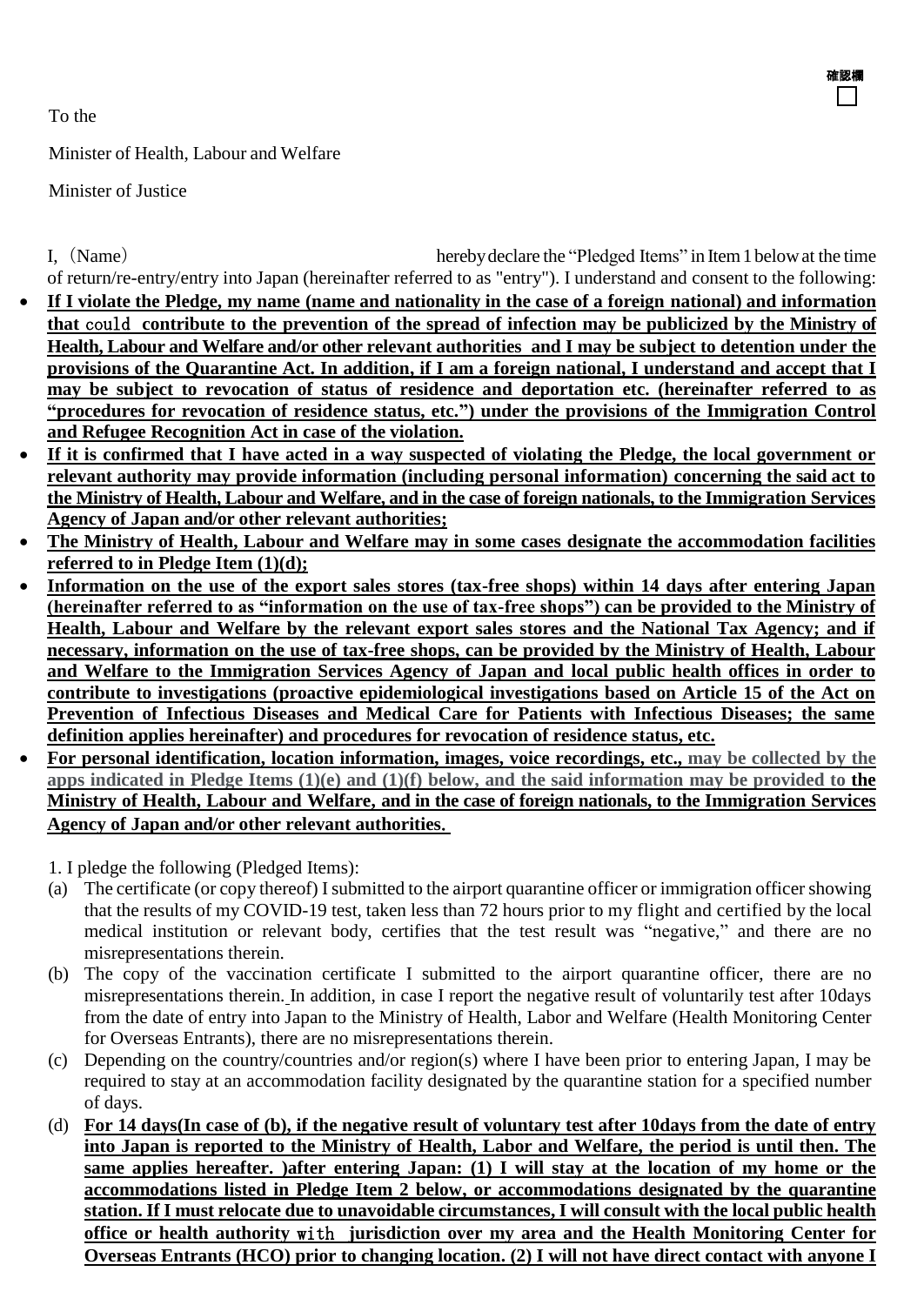確認欄
☐

To the

Minister of Health, Labour and Welfare

Minister of Justice

I,（Name） hereby declare the "Pledged Items" in Item 1 below at the time of return/re-entry/entry into Japan (hereinafter referred to as "entry"). I understand and consent to the following:

- **If I violate the Pledge, my name (name and nationality in the case of a foreign national) and information that could contribute to the prevention of the spread of infection may be publicized by the Ministry of Health, Labour and Welfare and/or other relevant authorities and I may be subject to detention under the provisions of the Quarantine Act. In addition, if I am a foreign national, I understand and accept that I may be subject to revocation of status of residence and deportation etc. (hereinafter referred to as "procedures for revocation of residence status, etc.") under the provisions of the Immigration Control and Refugee Recognition Act in case of the violation.**
- **If it is confirmed that I have acted in a way suspected of violating the Pledge, the local government or relevant authority may provide information (including personal information) concerning the said act to the Ministry of Health, Labour and Welfare, and in the case of foreign nationals, to the Immigration Services Agency of Japan and/or other relevant authorities;**
- **The Ministry of Health, Labour and Welfare may in some cases designate the accommodation facilities referred to in Pledge Item (1)(d);**
- **Information on the use of the export sales stores (tax-free shops) within 14 days after entering Japan (hereinafter referred to as "information on the use of tax-free shops") can be provided to the Ministry of Health, Labour and Welfare by the relevant export sales stores and the National Tax Agency; and if necessary, information on the use of tax-free shops, can be provided by the Ministry of Health, Labour and Welfare to the Immigration Services Agency of Japan and local public health offices in order to contribute to investigations (proactive epidemiological investigations based on Article 15 of the Act on Prevention of Infectious Diseases and Medical Care for Patients with Infectious Diseases; the same definition applies hereinafter) and procedures for revocation of residence status, etc.**
- **For personal identification, location information, images, voice recordings, etc., may be collected by the apps indicated in Pledge Items (1)(e) and (1)(f) below, and the said information may be provided to the Ministry of Health, Labour and Welfare, and in the case of foreign nationals, to the Immigration Services Agency of Japan and/or other relevant authorities.**

1. I pledge the following (Pledged Items):

(a) The certificate (or copy thereof) I submitted to the airport quarantine officer or immigration officer showing that the results of my COVID-19 test, taken less than 72 hours prior to my flight and certified by the local medical institution or relevant body, certifies that the test result was "negative," and there are no misrepresentations therein.

(b) The copy of the vaccination certificate I submitted to the airport quarantine officer, there are no misrepresentations therein. In addition, in case I report the negative result of voluntarily test after 10days from the date of entry into Japan to the Ministry of Health, Labor and Welfare (Health Monitoring Center for Overseas Entrants), there are no misrepresentations therein.

(c) Depending on the country/countries and/or region(s) where I have been prior to entering Japan, I may be required to stay at an accommodation facility designated by the quarantine station for a specified number of days.

(d) **For 14 days(In case of (b), if the negative result of voluntary test after 10days from the date of entry into Japan is reported to the Ministry of Health, Labor and Welfare, the period is until then. The same applies hereafter. )after entering Japan: (1) I will stay at the location of my home or the accommodations listed in Pledge Item 2 below, or accommodations designated by the quarantine station. If I must relocate due to unavoidable circumstances, I will consult with the local public health office or health authority with jurisdiction over my area and the Health Monitoring Center for Overseas Entrants (HCO) prior to changing location. (2) I will not have direct contact with anyone I**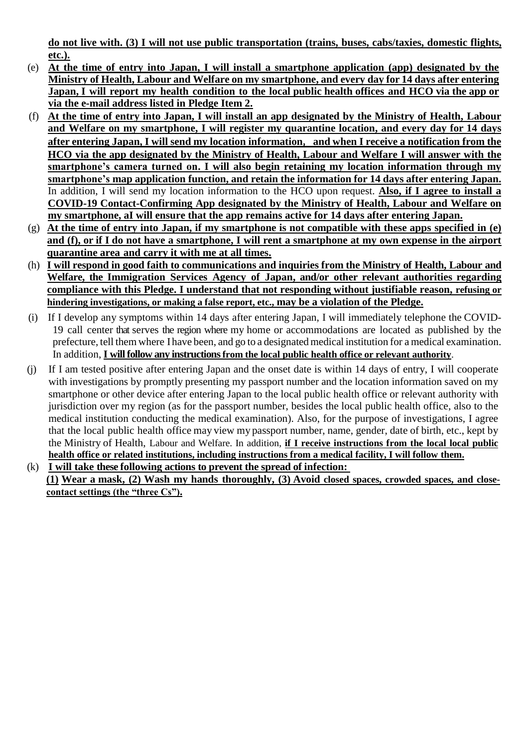**do not live with. (3) I will not use public transportation (trains, buses, cabs/taxies, domestic flights, etc.).**

(e) **At the time of entry into Japan, I will install a smartphone application (app) designated by the Ministry of Health, Labour and Welfare on my smartphone, and every day for 14 days after entering Japan, I will report my health condition to the local public health offices and HCO via the app or via the e-mail address listed in Pledge Item 2.**

(f) **At the time of entry into Japan, I will install an app designated by the Ministry of Health, Labour and Welfare on my smartphone, I will register my quarantine location, and every day for 14 days after entering Japan, I will send my location information, and when I receive a notification from the HCO via the app designated by the Ministry of Health, Labour and Welfare I will answer with the smartphone's camera turned on. I will also begin retaining my location information through my smartphone's map application function, and retain the information for 14 days after entering Japan.** In addition, I will send my location information to the HCO upon request. **Also, if I agree to install a COVID-19 Contact-Confirming App designated by the Ministry of Health, Labour and Welfare on my smartphone, aI will ensure that the app remains active for 14 days after entering Japan.**

(g) **At the time of entry into Japan, if my smartphone is not compatible with these apps specified in (e) and (f), or if I do not have a smartphone, I will rent a smartphone at my own expense in the airport quarantine area and carry it with me at all times.**

(h) **I will respond in good faith to communications and inquiries from the Ministry of Health, Labour and Welfare, the Immigration Services Agency of Japan, and/or other relevant authorities regarding compliance with this Pledge. I understand that not responding without justifiable reason, refusing or hindering investigations, or making a false report, etc., may be a violation of the Pledge.**

(i) If I develop any symptoms within 14 days after entering Japan, I will immediately telephone the COVID-19 call center that serves the region where my home or accommodations are located as published by the prefecture, tell them where I have been, and go to a designated medical institution for a medical examination. In addition, **I will follow any instructions from the local public health office or relevant authority**.

(j) If I am tested positive after entering Japan and the onset date is within 14 days of entry, I will cooperate with investigations by promptly presenting my passport number and the location information saved on my smartphone or other device after entering Japan to the local public health office or relevant authority with jurisdiction over my region (as for the passport number, besides the local public health office, also to the medical institution conducting the medical examination). Also, for the purpose of investigations, I agree that the local public health office may view my passport number, name, gender, date of birth, etc., kept by the Ministry of Health, Labour and Welfare. In addition, **if I receive instructions from the local local public health office or related institutions, including instructions from a medical facility, I will follow them.**

(k) **I will take these following actions to prevent the spread of infection:**
**(1) Wear a mask, (2) Wash my hands thoroughly, (3) Avoid closed spaces, crowded spaces, and close-contact settings (the "three Cs").**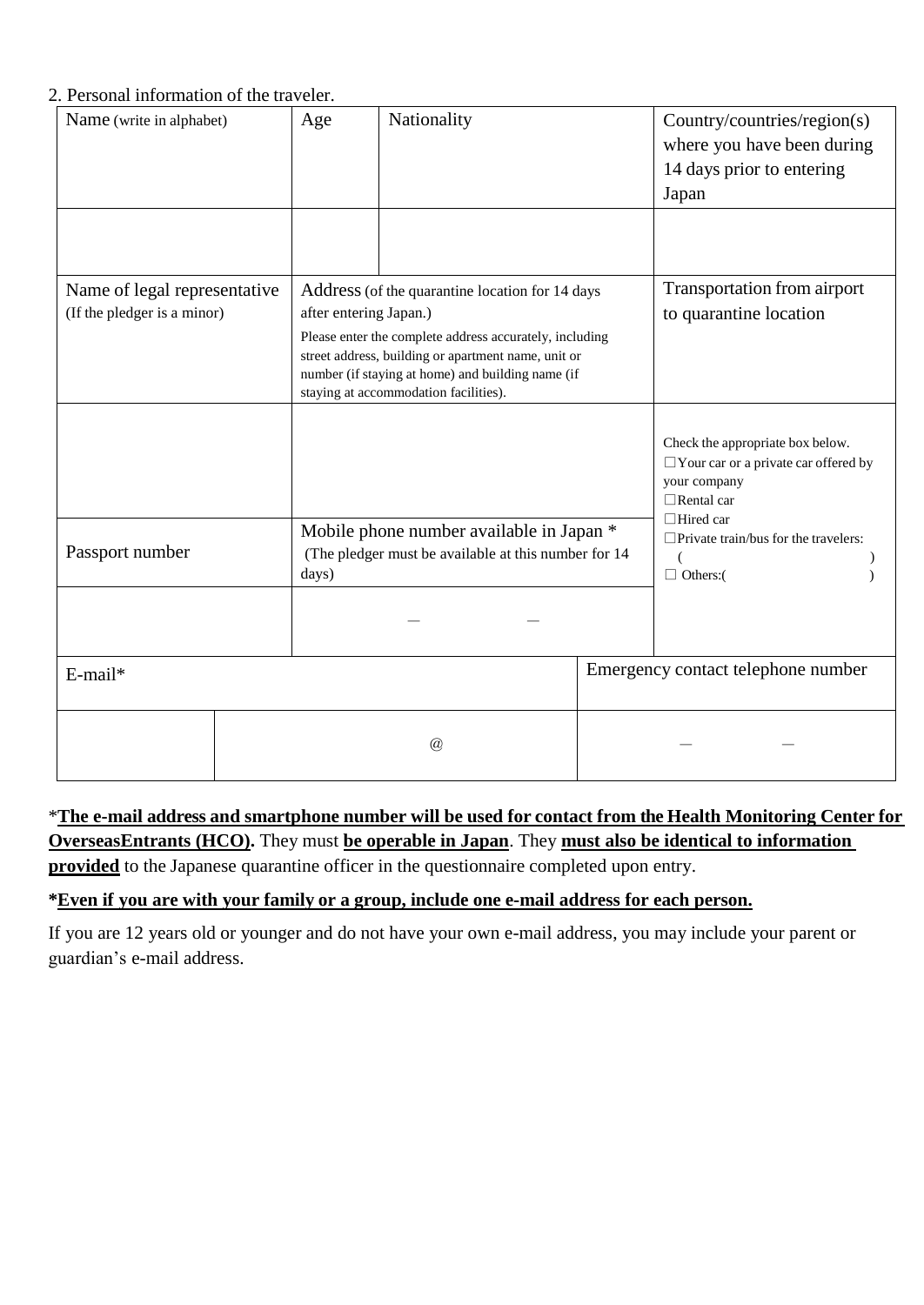2. Personal information of the traveler.

| Name (write in alphabet) | Age | Nationality | Country/countries/region(s) where you have been during 14 days prior to entering Japan |
|---|---|---|---|
| | | | |
| Name of legal representative (If the pledger is a minor) | Address (of the quarantine location for 14 days after entering Japan.) Please enter the complete address accurately, including street address, building or apartment name, unit or number (if staying at home) and building name (if staying at accommodation facilities). | | Transportation from airport to quarantine location |
| | | | Check the appropriate box below. ☐Your car or a private car offered by your company ☐Rental car ☐Hired car ☐Private train/bus for the travelers: ( ) ☐ Others:( ) |
| Passport number | Mobile phone number available in Japan * (The pledger must be available at this number for 14 days) | | |
| | ― ― | | |

| E-mail* | | Emergency contact telephone number |
|---|---|---|
| | @ | ― ― |

***The e-mail address and smartphone number will be used for contact from the Health Monitoring Center for OverseasEntrants (HCO).** They must **be operable in Japan**. They **must also be identical to information provided** to the Japanese quarantine officer in the questionnaire completed upon entry.

***Even if you are with your family or a group, include one e-mail address for each person.**

If you are 12 years old or younger and do not have your own e-mail address, you may include your parent or guardian's e-mail address.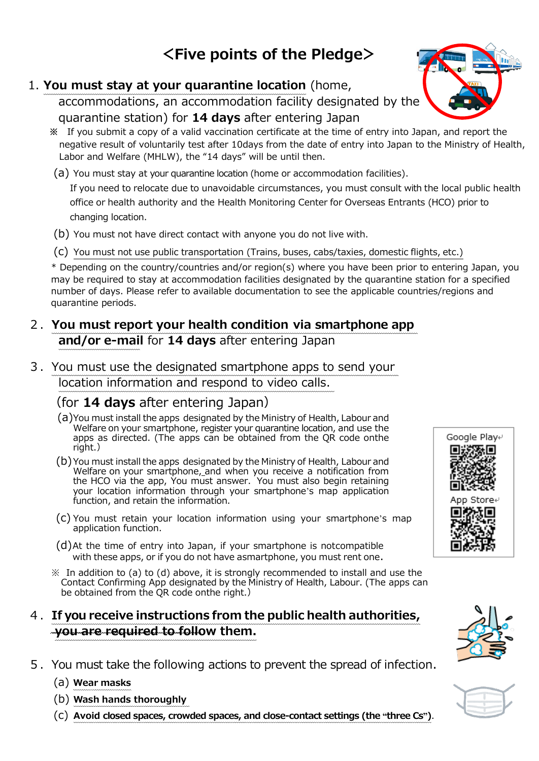# <Five points of the Pledge>

1. **You must stay at your quarantine location** (home, accommodations, an accommodation facility designated by the quarantine station) for **14 days** after entering Japan

   ※ If you submit a copy of a valid vaccination certificate at the time of entry into Japan, and report the negative result of voluntarily test after 10days from the date of entry into Japan to the Ministry of Health, Labor and Welfare (MHLW), the "14 days" will be until then.

   (a) You must stay at your quarantine location (home or accommodation facilities).
   If you need to relocate due to unavoidable circumstances, you must consult with the local public health office or health authority and the Health Monitoring Center for Overseas Entrants (HCO) prior to changing location.

   (b) You must not have direct contact with anyone you do not live with.

   (c) You must not use public transportation (Trains, buses, cabs/taxies, domestic flights, etc.)

   * Depending on the country/countries and/or region(s) where you have been prior to entering Japan, you may be required to stay at accommodation facilities designated by the quarantine station for a specified number of days. Please refer to available documentation to see the applicable countries/regions and quarantine periods.

2. **You must report your health condition via smartphone app and/or e-mail** for **14 days** after entering Japan

3. You must use the designated smartphone apps to send your location information and respond to video calls.
   (for **14 days** after entering Japan)

   (a) You must install the apps designated by the Ministry of Health, Labour and Welfare on your smartphone, register your quarantine location, and use the apps as directed. (The apps can be obtained from the QR code onthe right.)

   (b) You must install the apps designated by the Ministry of Health, Labour and Welfare on your smartphone, and when you receive a notification from the HCO via the app, You must answer. You must also begin retaining your location information through your smartphone's map application function, and retain the information.

   (c) You must retain your location information using your smartphone's map application function.

   (d) At the time of entry into Japan, if your smartphone is notcompatible with these apps, or if you do not have asmartphone, you must rent one.

   ※ In addition to (a) to (d) above, it is strongly recommended to install and use the Contact Confirming App designated by the Ministry of Health, Labour. (The apps can be obtained from the QR code onthe right.)

   Google Play

   App Store

4. **If you receive instructions from the public health authorities, you are required to follow them.**

5. You must take the following actions to prevent the spread of infection.

   (a) **Wear masks**

   (b) **Wash hands thoroughly**

   (c) **Avoid closed spaces, crowded spaces, and close-contact settings (the "three Cs").**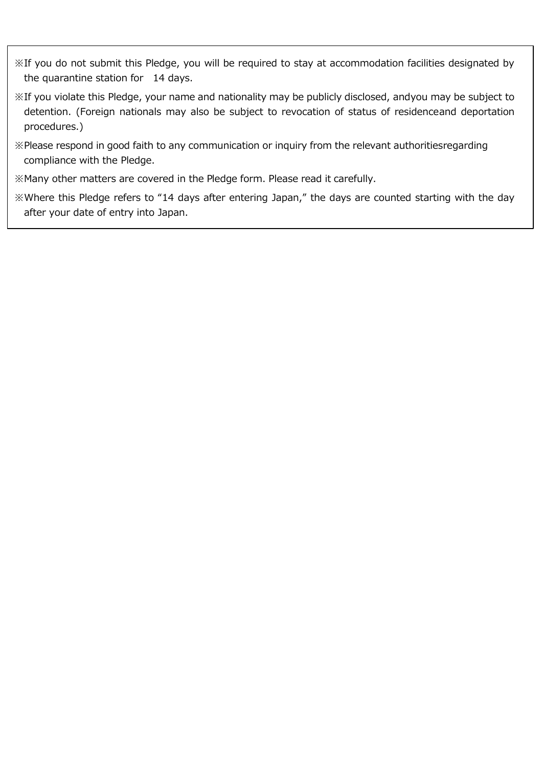※If you do not submit this Pledge, you will be required to stay at accommodation facilities designated by the quarantine station for 14 days.

※If you violate this Pledge, your name and nationality may be publicly disclosed, andyou may be subject to detention. (Foreign nationals may also be subject to revocation of status of residenceand deportation procedures.)

※Please respond in good faith to any communication or inquiry from the relevant authoritiesregarding compliance with the Pledge.

※Many other matters are covered in the Pledge form. Please read it carefully.

※Where this Pledge refers to “14 days after entering Japan,” the days are counted starting with the day after your date of entry into Japan.